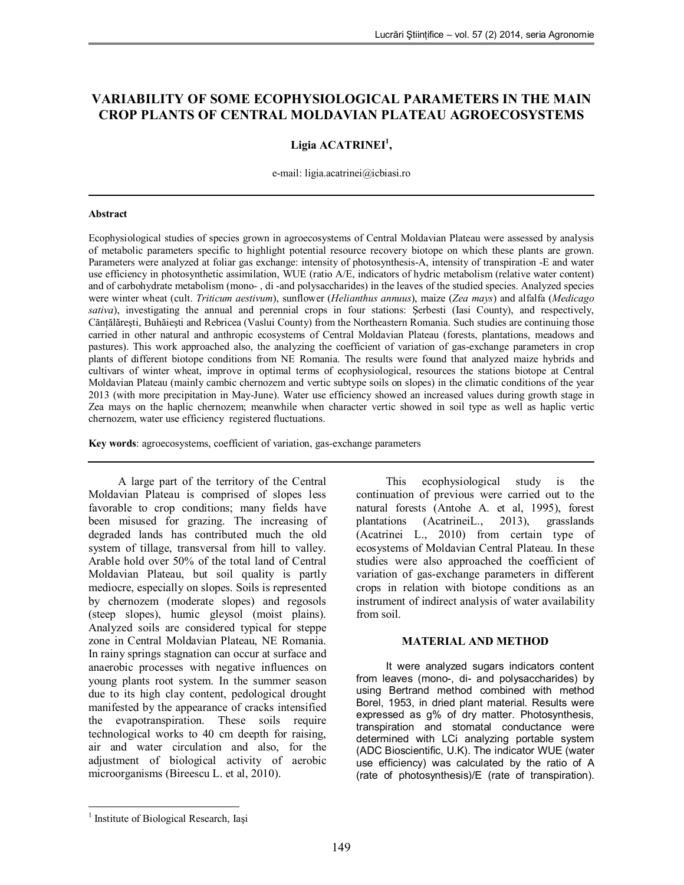# VARIABILITY OF SOME ECOPHYSIOLOGICAL PARAMETERS IN THE MAIN CROP PLANTS OF CENTRAL MOLDAVIAN PLATEAU AGROECOSYSTEMS

**Ligia ACATRINEI[1],**

e-mail: ligia.acatrinei@icbiasi.ro

---

**Abstract**

Ecophysiological studies of species grown in agroecosystems of Central Moldavian Plateau were assessed by analysis of metabolic parameters specific to highlight potential resource recovery biotope on which these plants are grown. Parameters were analyzed at foliar gas exchange: intensity of photosynthesis-A, intensity of transpiration -E and water use efficiency in photosynthetic assimilation, WUE (ratio A/E, indicators of hydric metabolism (relative water content) and of carbohydrate metabolism (mono- , di -and polysaccharides) in the leaves of the studied species. Analyzed species were winter wheat (cult. *Triticum aestivum*), sunflower (*Helianthus annuus*), maize (*Zea mays*) and alfalfa (*Medicago sativa*), investigating the annual and perennial crops in four stations: Şerbesti (Iasi County), and respectively, Căntălăreşti, Buhăieşti and Rebricea (Vaslui County) from the Northeastern Romania. Such studies are continuing those carried in other natural and anthropic ecosystems of Central Moldavian Plateau (forests, plantations, meadows and pastures). This work approached also, the analyzing the coefficient of variation of gas-exchange parameters in crop plants of different biotope conditions from NE Romania. The results were found that analyzed maize hybrids and cultivars of winter wheat, improve in optimal terms of ecophysiological, resources the stations biotope at Central Moldavian Plateau (mainly cambic chernozem and vertic subtype soils on slopes) in the climatic conditions of the year 2013 (with more precipitation in May-June). Water use efficiency showed an increased values during growth stage in Zea mays on the haplic chernozem; meanwhile when character vertic showed in soil type as well as haplic vertic chernozem, water use efficiency registered fluctuations.

**Key words**: agroecosystems, coefficient of variation, gas-exchange parameters

---

A large part of the territory of the Central Moldavian Plateau is comprised of slopes less favorable to crop conditions; many fields have been misused for grazing. The increasing of degraded lands has contributed much the old system of tillage, transversal from hill to valley. Arable hold over 50% of the total land of Central Moldavian Plateau, but soil quality is partly mediocre, especially on slopes. Soils is represented by chernozem (moderate slopes) and regosols (steep slopes), humic gleysol (moist plains). Analyzed soils are considered typical for steppe zone in Central Moldavian Plateau, NE Romania. In rainy springs stagnation can occur at surface and anaerobic processes with negative influences on young plants root system. In the summer season due to its high clay content, pedological drought manifested by the appearance of cracks intensified the evapotranspiration. These soils require technological works to 40 cm deepth for raising, air and water circulation and also, for the adjustment of biological activity of aerobic microorganisms (Bireescu L. et al, 2010).

This ecophysiological study is the continuation of previous were carried out to the natural forests (Antohe A. et al, 1995), forest plantations (AcatrineiL., 2013), grasslands (Acatrinei L., 2010) from certain type of ecosystems of Moldavian Central Plateau. In these studies were also approached the coefficient of variation of gas-exchange parameters in different crops in relation with biotope conditions as an instrument of indirect analysis of water availability from soil.

## MATERIAL AND METHOD

It were analyzed sugars indicators content from leaves (mono-, di- and polysaccharides) by using Bertrand method combined with method Borel, 1953, in dried plant material. Results were expressed as g% of dry matter. Photosynthesis, transpiration and stomatal conductance were determined with LCi analyzing portable system (ADC Bioscientific, U.K). The indicator WUE (water use efficiency) was calculated by the ratio of A (rate of photosynthesis)/E (rate of transpiration).

---

[1] Institute of Biological Research, Iaşi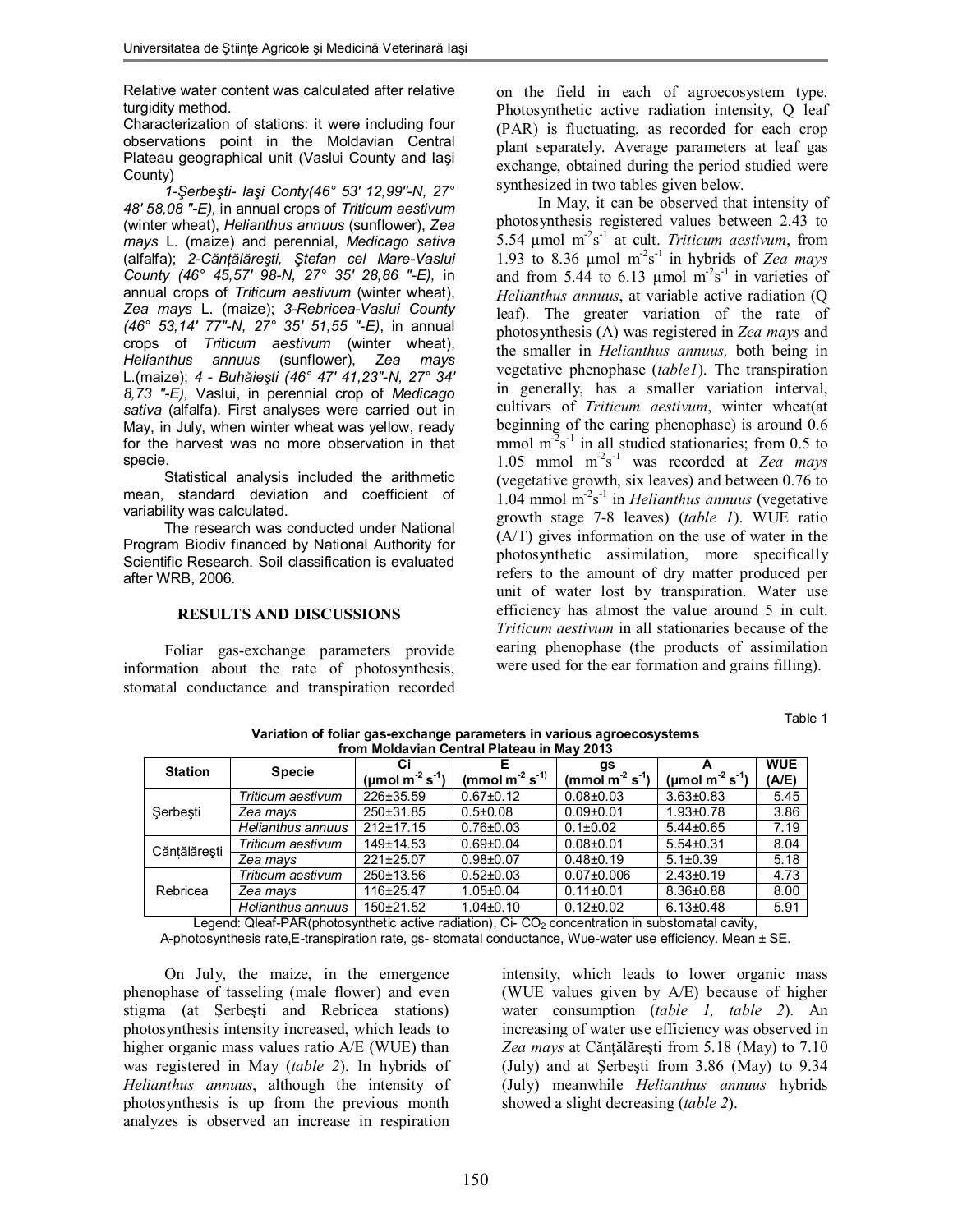Relative water content was calculated after relative turgidity method.

Characterization of stations: it were including four observations point in the Moldavian Central Plateau geographical unit (Vaslui County and Iaşi County)

*1-Şerbeşti- Iaşi Conty(46° 53' 12,99"-N, 27° 48' 58,08 "-E),* in annual crops of *Triticum aestivum* (winter wheat), *Helianthus annuus* (sunflower), *Zea mays* L. (maize) and perennial, *Medicago sativa* (alfalfa); *2-Cănţălăreşti, Ştefan cel Mare-Vaslui County (46° 45,57' 98-N, 27° 35' 28,86 "-E),* in annual crops of *Triticum aestivum* (winter wheat), *Zea mays* L. (maize); *3-Rebricea-Vaslui County (46° 53,14' 77"-N, 27° 35' 51,55 "-E)*, in annual crops of *Triticum aestivum* (winter wheat), *Helianthus annuus* (sunflower), *Zea mays* L.(maize); *4 - Buhăieşti (46° 47' 41,23"-N, 27° 34' 8,73 "-E),* Vaslui, in perennial crop of *Medicago sativa* (alfalfa). First analyses were carried out in May, in July, when winter wheat was yellow, ready for the harvest was no more observation in that specie.

Statistical analysis included the arithmetic mean, standard deviation and coefficient of variability was calculated.

The research was conducted under National Program Biodiv financed by National Authority for Scientific Research. Soil classification is evaluated after WRB, 2006.

## RESULTS AND DISCUSSIONS

Foliar gas-exchange parameters provide information about the rate of photosynthesis, stomatal conductance and transpiration recorded on the field in each of agroecosystem type. Photosynthetic active radiation intensity, Q leaf (PAR) is fluctuating, as recorded for each crop plant separately. Average parameters at leaf gas exchange, obtained during the period studied were synthesized in two tables given below.

In May, it can be observed that intensity of photosynthesis registered values between 2.43 to 5.54 µmol $m^{-2}s^{-1}$ at cult. *Triticum aestivum*, from 1.93 to 8.36 µmol $m^{-2}s^{-1}$ in hybrids of *Zea mays* and from 5.44 to 6.13 µmol $m^{-2}s^{-1}$ in varieties of *Helianthus annuus*, at variable active radiation (Q leaf). The greater variation of the rate of photosynthesis (A) was registered in *Zea mays* and the smaller in *Helianthus annuus,* both being in vegetative phenophase (*table1*). The transpiration in generally, has a smaller variation interval, cultivars of *Triticum aestivum*, winter wheat(at beginning of the earing phenophase) is around 0.6 mmol $m^{-2}s^{-1}$ in all studied stationaries; from 0.5 to 1.05 mmol $m^{-2}s^{-1}$ was recorded at *Zea mays* (vegetative growth, six leaves) and between 0.76 to 1.04 mmol $m^{-2}s^{-1}$ in *Helianthus annuus* (vegetative growth stage 7-8 leaves) (*table 1*). WUE ratio (A/T) gives information on the use of water in the photosynthetic assimilation, more specifically refers to the amount of dry matter produced per unit of water lost by transpiration. Water use efficiency has almost the value around 5 in cult. *Triticum aestivum* in all stationaries because of the earing phenophase (the products of assimilation were used for the ear formation and grains filling).

Table 1

**Variation of foliar gas-exchange parameters in various agroecosystems from Moldavian Central Plateau in May 2013**

| Station | Specie | Ci (µmol $m^{-2}$ $s^{-1}$) | E (mmol $m^{-2}$ $s^{-1}$) | gs (mmol $m^{-2}$ $s^{-1}$) | A (µmol $m^{-2}$ $s^{-1}$) | WUE (A/E) |
|---|---|---|---|---|---|---|
| Şerbeşti | *Triticum aestivum* | 226±35.59 | 0.67±0.12 | 0.08±0.03 | 3.63±0.83 | 5.45 |
| | *Zea mays* | 250±31.85 | 0.5±0.08 | 0.09±0.01 | 1.93±0.78 | 3.86 |
| | *Helianthus annuus* | 212±17.15 | 0.76±0.03 | 0.1±0.02 | 5.44±0.65 | 7.19 |
| Cănţălăreşti | *Triticum aestivum* | 149±14.53 | 0.69±0.04 | 0.08±0.01 | 5.54±0.31 | 8.04 |
| | *Zea mays* | 221±25.07 | 0.98±0.07 | 0.48±0.19 | 5.1±0.39 | 5.18 |
| Rebricea | *Triticum aestivum* | 250±13.56 | 0.52±0.03 | 0.07±0.006 | 2.43±0.19 | 4.73 |
| | *Zea mays* | 116±25.47 | 1.05±0.04 | 0.11±0.01 | 8.36±0.88 | 8.00 |
| | *Helianthus annuus* | 150±21.52 | 1.04±0.10 | 0.12±0.02 | 6.13±0.48 | 5.91 |

Legend: Qleaf-PAR(photosynthetic active radiation), Ci- $CO_2$ concentration in substomatal cavity, A-photosynthesis rate,E-transpiration rate, gs- stomatal conductance, Wue-water use efficiency. Mean ± SE.

On July, the maize, in the emergence phenophase of tasseling (male flower) and even stigma (at Şerbeşti and Rebricea stations) photosynthesis intensity increased, which leads to higher organic mass values ratio A/E (WUE) than was registered in May (*table 2*). In hybrids of *Helianthus annuus*, although the intensity of photosynthesis is up from the previous month analyzes is observed an increase in respiration intensity, which leads to lower organic mass (WUE values given by A/E) because of higher water consumption (*table 1, table 2*). An increasing of water use efficiency was observed in *Zea mays* at Cănţălăreşti from 5.18 (May) to 7.10 (July) and at Şerbeşti from 3.86 (May) to 9.34 (July) meanwhile *Helianthus annuus* hybrids showed a slight decreasing (*table 2*).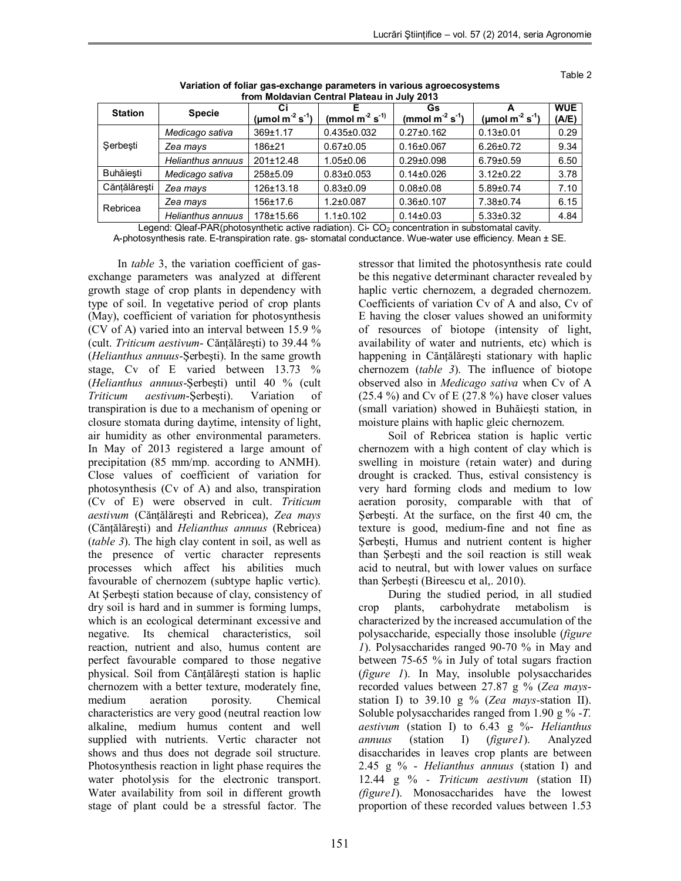Table 2

**Variation of foliar gas-exchange parameters in various agroecosystems from Moldavian Central Plateau in July 2013**

| Station | Specie | Ci ($\mu mol\ m^{-2}\ s^{-1}$) | E ($mmol\ m^{-2}\ s^{-1}$) | Gs ($mmol\ m^{-2}\ s^{-1}$) | A ($\mu mol\ m^{-2}\ s^{-1}$) | WUE (A/E) |
|---|---|---|---|---|---|---|
| Şerbeşti | *Medicago sativa* | 369±1.17 | 0.435±0.032 | 0.27±0.162 | 0.13±0.01 | 0.29 |
| | *Zea mays* | 186±21 | 0.67±0.05 | 0.16±0.067 | 6.26±0.72 | 9.34 |
| | *Helianthus annuus* | 201±12.48 | 1.05±0.06 | 0.29±0.098 | 6.79±0.59 | 6.50 |
| Buhăieşti | *Medicago sativa* | 258±5.09 | 0.83±0.053 | 0.14±0.026 | 3.12±0.22 | 3.78 |
| Cănțălăreşti | *Zea mays* | 126±13.18 | 0.83±0.09 | 0.08±0.08 | 5.89±0.74 | 7.10 |
| Rebricea | *Zea mays* | 156±17.6 | 1.2±0.087 | 0.36±0.107 | 7.38±0.74 | 6.15 |
| | *Helianthus annuus* | 178±15.66 | 1.1±0.102 | 0.14±0.03 | 5.33±0.32 | 4.84 |

Legend: Qleaf-PAR(photosynthetic active radiation). Ci- $CO_2$ concentration in substomatal cavity. A-photosynthesis rate. E-transpiration rate. gs- stomatal conductance. Wue-water use efficiency. Mean ± SE.

In *table* 3, the variation coefficient of gas-exchange parameters was analyzed at different growth stage of crop plants in dependency with type of soil. In vegetative period of crop plants (May), coefficient of variation for photosynthesis (CV of A) varied into an interval between 15.9 % (cult. *Triticum aestivum*- Cănțălăreşti) to 39.44 % (*Helianthus annuus*-Şerbeşti). In the same growth stage, Cv of E varied between 13.73 % (*Helianthus annuus*-Şerbeşti) until 40 % (cult *Triticum aestivum*-Şerbeşti). Variation of transpiration is due to a mechanism of opening or closure stomata during daytime, intensity of light, air humidity as other environmental parameters. In May of 2013 registered a large amount of precipitation (85 mm/mp. according to ANMH). Close values of coefficient of variation for photosynthesis (Cv of A) and also, transpiration (Cv of E) were observed in cult. *Triticum aestivum* (Cănțălăreşti and Rebricea), *Zea mays* (Cănțălăreşti) and *Helianthus annuus* (Rebricea) (*table 3*). The high clay content in soil, as well as the presence of vertic character represents processes which affect his abilities much favourable of chernozem (subtype haplic vertic). At Şerbeşti station because of clay, consistency of dry soil is hard and in summer is forming lumps, which is an ecological determinant excessive and negative. Its chemical characteristics, soil reaction, nutrient and also, humus content are perfect favourable compared to those negative physical. Soil from Cănțălăreşti station is haplic chernozem with a better texture, moderately fine, medium aeration porosity. Chemical characteristics are very good (neutral reaction low alkaline, medium humus content and well supplied with nutrients. Vertic character not shows and thus does not degrade soil structure. Photosynthesis reaction in light phase requires the water photolysis for the electronic transport. Water availability from soil in different growth stage of plant could be a stressful factor. The stressor that limited the photosynthesis rate could be this negative determinant character revealed by haplic vertic chernozem, a degraded chernozem. Coefficients of variation Cv of A and also, Cv of E having the closer values showed an uniformity of resources of biotope (intensity of light, availability of water and nutrients, etc) which is happening in Cănțălăreşti stationary with haplic chernozem (*table 3*). The influence of biotope observed also in *Medicago sativa* when Cv of A (25.4 %) and Cv of E (27.8 %) have closer values (small variation) showed in Buhăieşti station, in moisture plains with haplic gleic chernozem.

Soil of Rebricea station is haplic vertic chernozem with a high content of clay which is swelling in moisture (retain water) and during drought is cracked. Thus, estival consistency is very hard forming clods and medium to low aeration porosity, comparable with that of Şerbeşti. At the surface, on the first 40 cm, the texture is good, medium-fine and not fine as Şerbeşti, Humus and nutrient content is higher than Şerbeşti and the soil reaction is still weak acid to neutral, but with lower values on surface than Şerbeşti (Bireescu et al,. 2010).

During the studied period, in all studied crop plants, carbohydrate metabolism is characterized by the increased accumulation of the polysaccharide, especially those insoluble (*figure 1*). Polysaccharides ranged 90-70 % in May and between 75-65 % in July of total sugars fraction (*figure 1*). In May, insoluble polysaccharides recorded values between 27.87 g % (*Zea mays*-station I) to 39.10 g % (*Zea mays*-station II). Soluble polysaccharides ranged from 1.90 g % -*T. aestivum* (station I) to 6.43 g %- *Helianthus annuus* (station I) (*figure1*). Analyzed disaccharides in leaves crop plants are between 2.45 g % - *Helianthus annuus* (station I) and 12.44 g % - *Triticum aestivum* (station II) *(figure1*). Monosaccharides have the lowest proportion of these recorded values between 1.53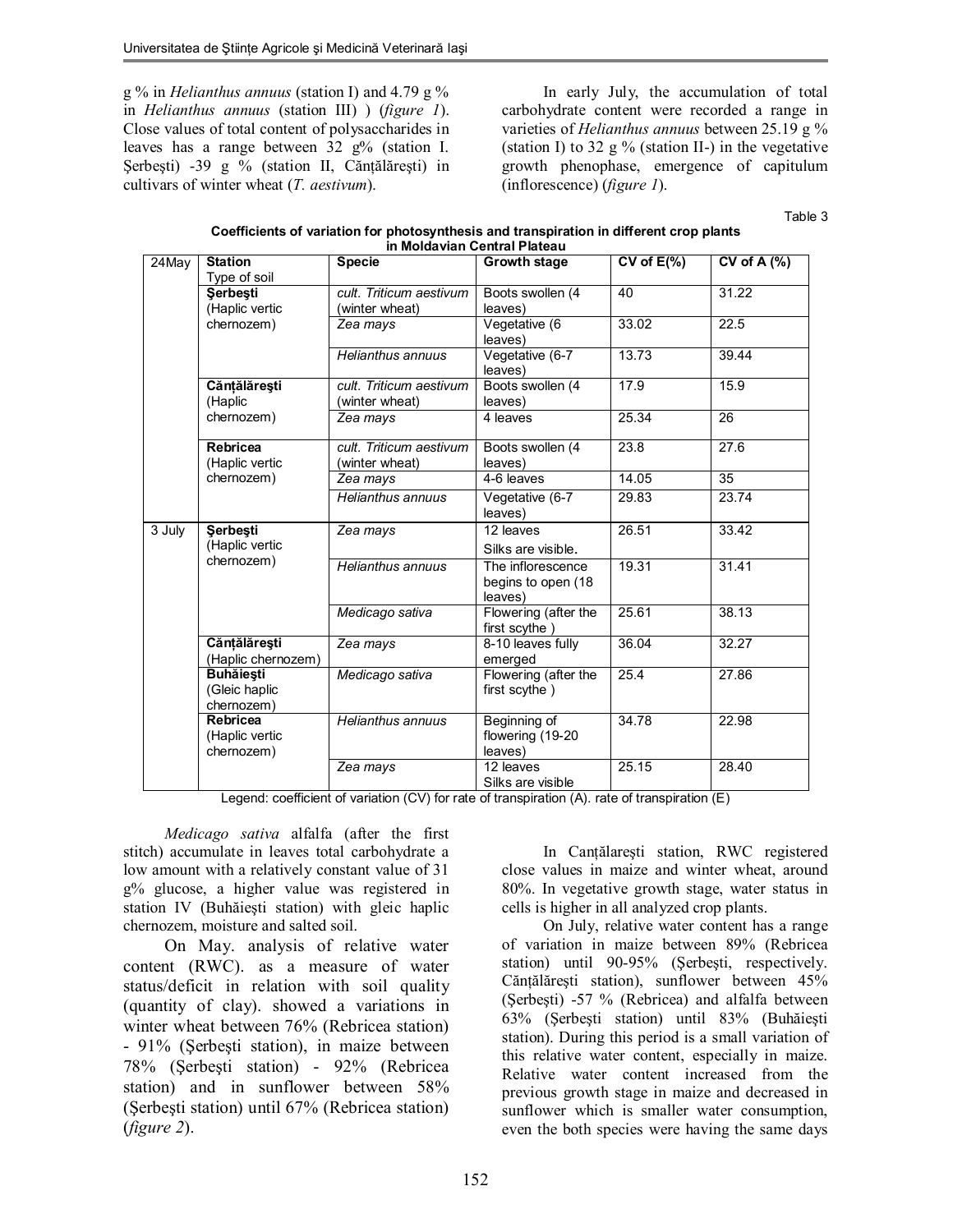g % in *Helianthus annuus* (station I) and 4.79 g % in *Helianthus annuus* (station III) ) (*figure 1*). Close values of total content of polysaccharides in leaves has a range between 32 g% (station I. Şerbeşti) -39 g % (station II, Cănţălăreşti) in cultivars of winter wheat (*T. aestivum*).

In early July, the accumulation of total carbohydrate content were recorded a range in varieties of *Helianthus annuus* between 25.19 g % (station I) to 32 g % (station II-) in the vegetative growth phenophase, emergence of capitulum (inflorescence) (*figure 1*).

Table 3

**Coefficients of variation for photosynthesis and transpiration in different crop plants in Moldavian Central Plateau**

| 24May | **Station** Type of soil | **Specie** | **Growth stage** | **CV of E(%)** | **CV of A (%)** |
|---|---|---|---|---|---|
| | **Şerbeşti** (Haplic vertic chernozem) | *cult. Triticum aestivum* (winter wheat) | Boots swollen (4 leaves) | 40 | 31.22 |
| | | *Zea mays* | Vegetative (6 leaves) | 33.02 | 22.5 |
| | | *Helianthus annuus* | Vegetative (6-7 leaves) | 13.73 | 39.44 |
| | **Cănţălăreşti** (Haplic chernozem) | *cult. Triticum aestivum* (winter wheat) | Boots swollen (4 leaves) | 17.9 | 15.9 |
| | | *Zea mays* | 4 leaves | 25.34 | 26 |
| | **Rebricea** (Haplic vertic chernozem) | *cult. Triticum aestivum* (winter wheat) | Boots swollen (4 leaves) | 23.8 | 27.6 |
| | | *Zea mays* | 4-6 leaves | 14.05 | 35 |
| | | *Helianthus annuus* | Vegetative (6-7 leaves) | 29.83 | 23.74 |
| 3 July | **Şerbeşti** (Haplic vertic chernozem) | *Zea mays* | 12 leaves Silks are visible. | 26.51 | 33.42 |
| | | *Helianthus annuus* | The inflorescence begins to open (18 leaves) | 19.31 | 31.41 |
| | | *Medicago sativa* | Flowering (after the first scythe ) | 25.61 | 38.13 |
| | **Cănţălăreşti** (Haplic chernozem) | *Zea mays* | 8-10 leaves fully emerged | 36.04 | 32.27 |
| | **Buhăieşti** (Gleic haplic chernozem) | *Medicago sativa* | Flowering (after the first scythe ) | 25.4 | 27.86 |
| | **Rebricea** (Haplic vertic chernozem) | *Helianthus annuus* | Beginning of flowering (19-20 leaves) | 34.78 | 22.98 |
| | | *Zea mays* | 12 leaves Silks are visible | 25.15 | 28.40 |

Legend: coefficient of variation (CV) for rate of transpiration (A). rate of transpiration (E)

*Medicago sativa* alfalfa (after the first stitch) accumulate in leaves total carbohydrate a low amount with a relatively constant value of 31 g% glucose, a higher value was registered in station IV (Buhăieşti station) with gleic haplic chernozem, moisture and salted soil.

On May. analysis of relative water content (RWC). as a measure of water status/deficit in relation with soil quality (quantity of clay). showed a variations in winter wheat between 76% (Rebricea station) - 91% (Şerbeşti station), in maize between 78% (Şerbeşti station) - 92% (Rebricea station) and in sunflower between 58% (Şerbeşti station) until 67% (Rebricea station) (*figure 2*).

In Canţălareşti station, RWC registered close values in maize and winter wheat, around 80%. In vegetative growth stage, water status in cells is higher in all analyzed crop plants.

On July, relative water content has a range of variation in maize between 89% (Rebricea station) until 90-95% (Şerbeşti, respectively. Cănţălăreşti station), sunflower between 45% (Şerbeşti) -57 % (Rebricea) and alfalfa between 63% (Şerbeşti station) until 83% (Buhăieşti station). During this period is a small variation of this relative water content, especially in maize. Relative water content increased from the previous growth stage in maize and decreased in sunflower which is smaller water consumption, even the both species were having the same days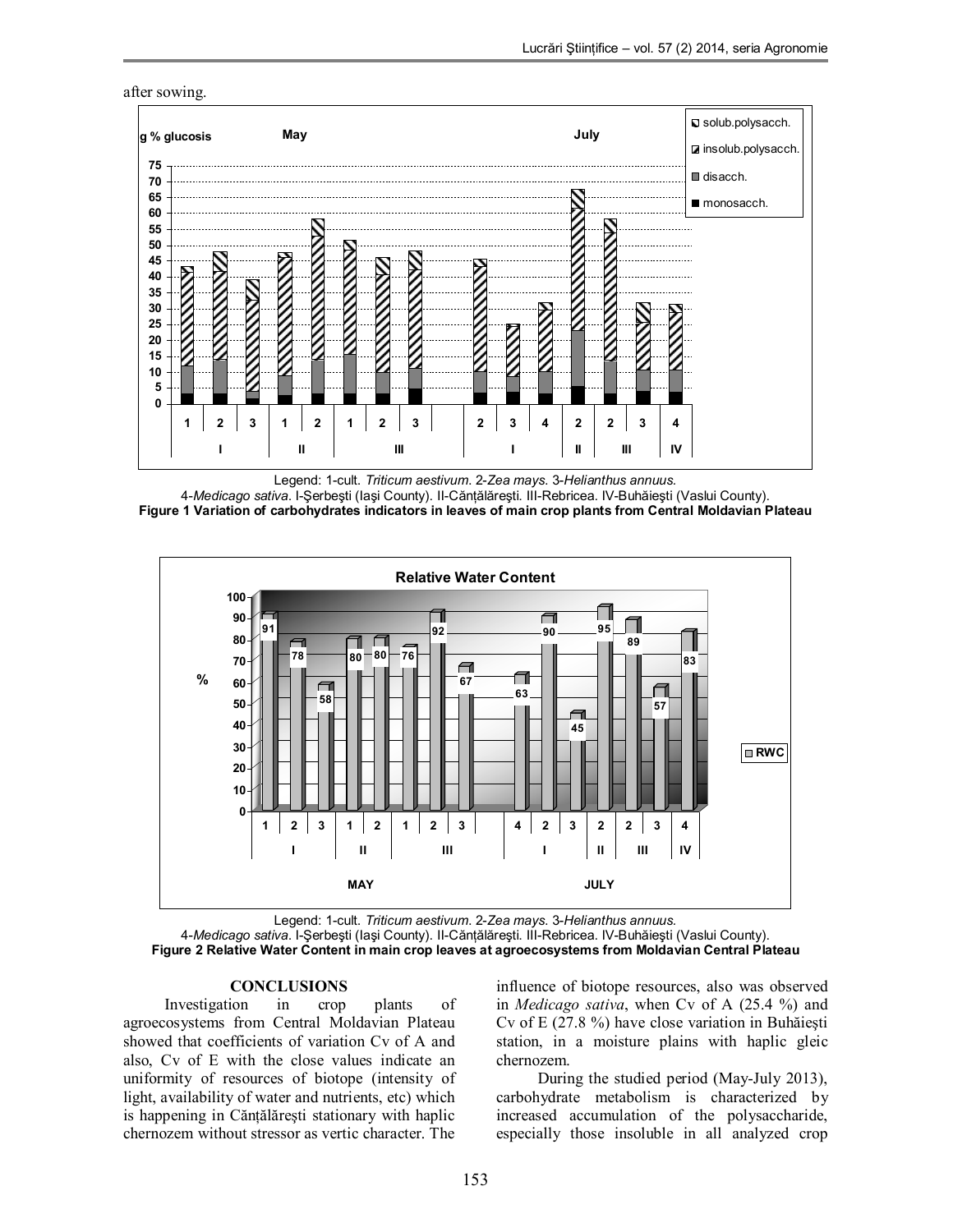after sowing.

Legend: 1-cult. *Triticum aestivum*. 2-*Zea mays*. 3-*Helianthus annuus*.
4-*Medicago sativa*. I-Şerbeşti (Iaşi County). II-Cănţălăreşti. III-Rebricea. IV-Buhăieşti (Vaslui County).

**Figure 1 Variation of carbohydrates indicators in leaves of main crop plants from Central Moldavian Plateau**

Legend: 1-cult. *Triticum aestivum*. 2-*Zea mays*. 3-*Helianthus annuus*.
4-*Medicago sativa*. I-Şerbeşti (Iaşi County). II-Cănţălăreşti. III-Rebricea. IV-Buhăieşti (Vaslui County).

**Figure 2 Relative Water Content in main crop leaves at agroecosystems from Moldavian Central Plateau**

## CONCLUSIONS

Investigation in crop plants of agroecosystems from Central Moldavian Plateau showed that coefficients of variation Cv of A and also, Cv of E with the close values indicate an uniformity of resources of biotope (intensity of light, availability of water and nutrients, etc) which is happening in Cănţălăreşti stationary with haplic chernozem without stressor as vertic character. The influence of biotope resources, also was observed in *Medicago sativa*, when Cv of A (25.4 %) and Cv of E (27.8 %) have close variation in Buhăieşti station, in a moisture plains with haplic gleic chernozem.

During the studied period (May-July 2013), carbohydrate metabolism is characterized by increased accumulation of the polysaccharide, especially those insoluble in all analyzed crop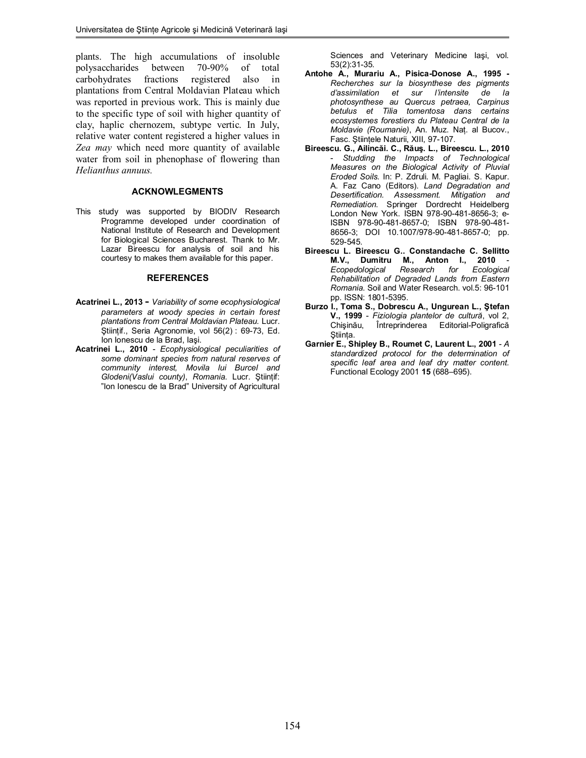plants. The high accumulations of insoluble polysaccharides between 70-90% of total carbohydrates fractions registered also in plantations from Central Moldavian Plateau which was reported in previous work. This is mainly due to the specific type of soil with higher quantity of clay, haplic chernozem, subtype vertic. In July, relative water content registered a higher values in *Zea may* which need more quantity of available water from soil in phenophase of flowering than *Helianthus annuus.*

## ACKNOWLEGMENTS

This study was supported by BIODIV Research Programme developed under coordination of National Institute of Research and Development for Biological Sciences Bucharest. Thank to Mr. Lazar Bireescu for analysis of soil and his courtesy to makes them available for this paper.

## REFERENCES

**Acatrinei L., 2013 -** *Variability of some ecophysiological parameters at woody species in certain forest plantations from Central Moldavian Plateau.* Lucr. Ştiinţif., Seria Agronomie, vol 56(2) : 69-73, Ed. Ion Ionescu de la Brad, Iaşi.

**Acatrinei L., 2010** - *Ecophysiological peculiarities of some dominant species from natural reserves of community interest, Movila lui Burcel and Glodeni(Vaslui county)*, *Romania.* Lucr. Ştiinţif: "Ion Ionescu de la Brad" University of Agricultural Sciences and Veterinary Medicine Iaşi, vol. 53(2):31-35.

**Antohe A., Murariu A., Pisica-Donose A., 1995 -** *Recherches sur la biosynthese des pigments d'assimilation et sur l'intensite de la photosynthese au Quercus petraea, Carpinus betulus et Tilia tomentosa dans certains ecosystemes forestiers du Plateau Central de la Moldavie (Roumanie)*, An. Muz. Naţ. al Bucov., Fasc. Ştiinţele Naturii, XIII, 97-107.

**Bireescu. G., Ailincăi. C., Răuş. L., Bireescu. L., 2010** - *Studding the Impacts of Technological Measures on the Biological Activity of Pluvial Eroded Soils.* In: P. Zdruli. M. Pagliai. S. Kapur. A. Faz Cano (Editors). *Land Degradation and Desertification. Assessment. Mitigation and Remediation.* Springer Dordrecht Heidelberg London New York. ISBN 978-90-481-8656-3; e-ISBN 978-90-481-8657-0; ISBN 978-90-481-8656-3; DOI 10.1007/978-90-481-8657-0; pp. 529-545.

**Bireescu L. Bireescu G.. Constandache C. Sellitto M.V., Dumitru M., Anton I., 2010** - *Ecopedological Research for Ecological Rehabilitation of Degraded Lands from Eastern Romania.* Soil and Water Research. vol.5: 96-101 pp. ISSN: 1801-5395.

**Burzo I., Toma S., Dobrescu A., Ungurean L., Ştefan V., 1999** - *Fiziologia plantelor de cultură*, vol 2, Chişinău, Întreprinderea Editorial-Poligrafică Ştiinţa.

**Garnier E., Shipley B., Roumet C, Laurent L., 2001** - *A standardized protocol for the determination of specific leaf area and leaf dry matter content.* Functional Ecology 2001 **15** (688–695).